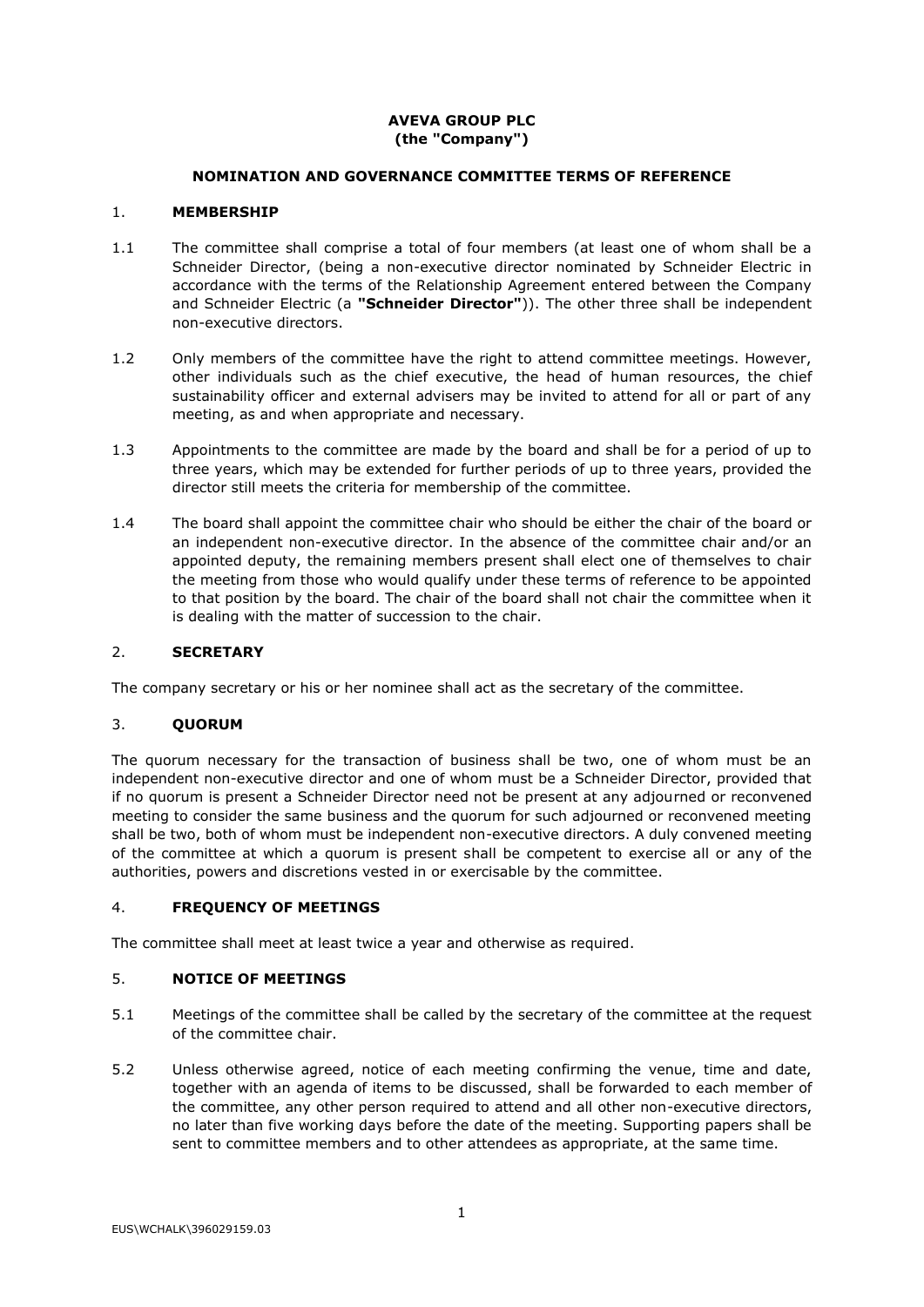**AVEVA GROUP PLC**
**(the "Company")**

**NOMINATION AND GOVERNANCE COMMITTEE TERMS OF REFERENCE**

## 1. MEMBERSHIP

1.1 The committee shall comprise a total of four members (at least one of whom shall be a Schneider Director, (being a non-executive director nominated by Schneider Electric in accordance with the terms of the Relationship Agreement entered between the Company and Schneider Electric (a **"Schneider Director"**)). The other three shall be independent non-executive directors.

1.2 Only members of the committee have the right to attend committee meetings. However, other individuals such as the chief executive, the head of human resources, the chief sustainability officer and external advisers may be invited to attend for all or part of any meeting, as and when appropriate and necessary.

1.3 Appointments to the committee are made by the board and shall be for a period of up to three years, which may be extended for further periods of up to three years, provided the director still meets the criteria for membership of the committee.

1.4 The board shall appoint the committee chair who should be either the chair of the board or an independent non-executive director. In the absence of the committee chair and/or an appointed deputy, the remaining members present shall elect one of themselves to chair the meeting from those who would qualify under these terms of reference to be appointed to that position by the board. The chair of the board shall not chair the committee when it is dealing with the matter of succession to the chair.

## 2. SECRETARY

The company secretary or his or her nominee shall act as the secretary of the committee.

## 3. QUORUM

The quorum necessary for the transaction of business shall be two, one of whom must be an independent non-executive director and one of whom must be a Schneider Director, provided that if no quorum is present a Schneider Director need not be present at any adjourned or reconvened meeting to consider the same business and the quorum for such adjourned or reconvened meeting shall be two, both of whom must be independent non-executive directors. A duly convened meeting of the committee at which a quorum is present shall be competent to exercise all or any of the authorities, powers and discretions vested in or exercisable by the committee.

## 4. FREQUENCY OF MEETINGS

The committee shall meet at least twice a year and otherwise as required.

## 5. NOTICE OF MEETINGS

5.1 Meetings of the committee shall be called by the secretary of the committee at the request of the committee chair.

5.2 Unless otherwise agreed, notice of each meeting confirming the venue, time and date, together with an agenda of items to be discussed, shall be forwarded to each member of the committee, any other person required to attend and all other non-executive directors, no later than five working days before the date of the meeting. Supporting papers shall be sent to committee members and to other attendees as appropriate, at the same time.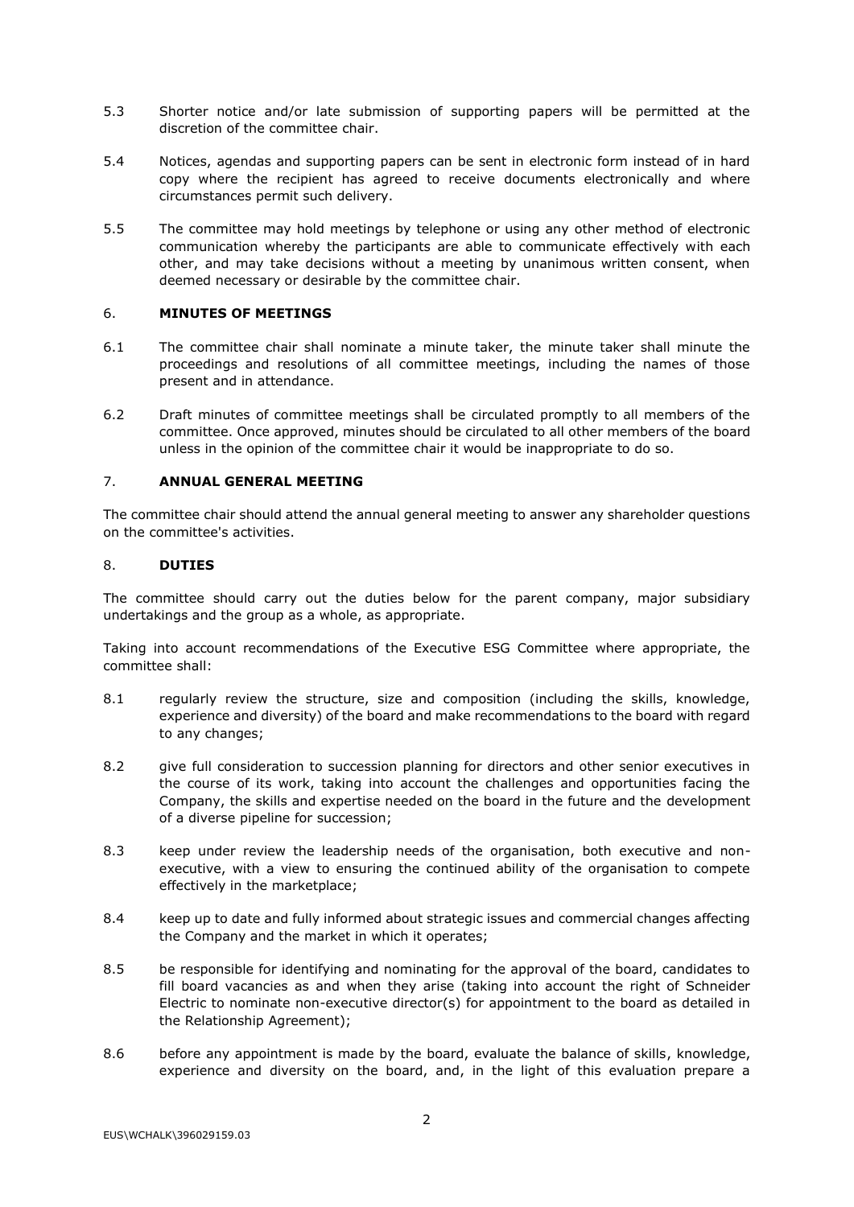5.3 Shorter notice and/or late submission of supporting papers will be permitted at the discretion of the committee chair.

5.4 Notices, agendas and supporting papers can be sent in electronic form instead of in hard copy where the recipient has agreed to receive documents electronically and where circumstances permit such delivery.

5.5 The committee may hold meetings by telephone or using any other method of electronic communication whereby the participants are able to communicate effectively with each other, and may take decisions without a meeting by unanimous written consent, when deemed necessary or desirable by the committee chair.

## 6. MINUTES OF MEETINGS

6.1 The committee chair shall nominate a minute taker, the minute taker shall minute the proceedings and resolutions of all committee meetings, including the names of those present and in attendance.

6.2 Draft minutes of committee meetings shall be circulated promptly to all members of the committee. Once approved, minutes should be circulated to all other members of the board unless in the opinion of the committee chair it would be inappropriate to do so.

## 7. ANNUAL GENERAL MEETING

The committee chair should attend the annual general meeting to answer any shareholder questions on the committee's activities.

## 8. DUTIES

The committee should carry out the duties below for the parent company, major subsidiary undertakings and the group as a whole, as appropriate.

Taking into account recommendations of the Executive ESG Committee where appropriate, the committee shall:

8.1 regularly review the structure, size and composition (including the skills, knowledge, experience and diversity) of the board and make recommendations to the board with regard to any changes;

8.2 give full consideration to succession planning for directors and other senior executives in the course of its work, taking into account the challenges and opportunities facing the Company, the skills and expertise needed on the board in the future and the development of a diverse pipeline for succession;

8.3 keep under review the leadership needs of the organisation, both executive and non-executive, with a view to ensuring the continued ability of the organisation to compete effectively in the marketplace;

8.4 keep up to date and fully informed about strategic issues and commercial changes affecting the Company and the market in which it operates;

8.5 be responsible for identifying and nominating for the approval of the board, candidates to fill board vacancies as and when they arise (taking into account the right of Schneider Electric to nominate non-executive director(s) for appointment to the board as detailed in the Relationship Agreement);

8.6 before any appointment is made by the board, evaluate the balance of skills, knowledge, experience and diversity on the board, and, in the light of this evaluation prepare a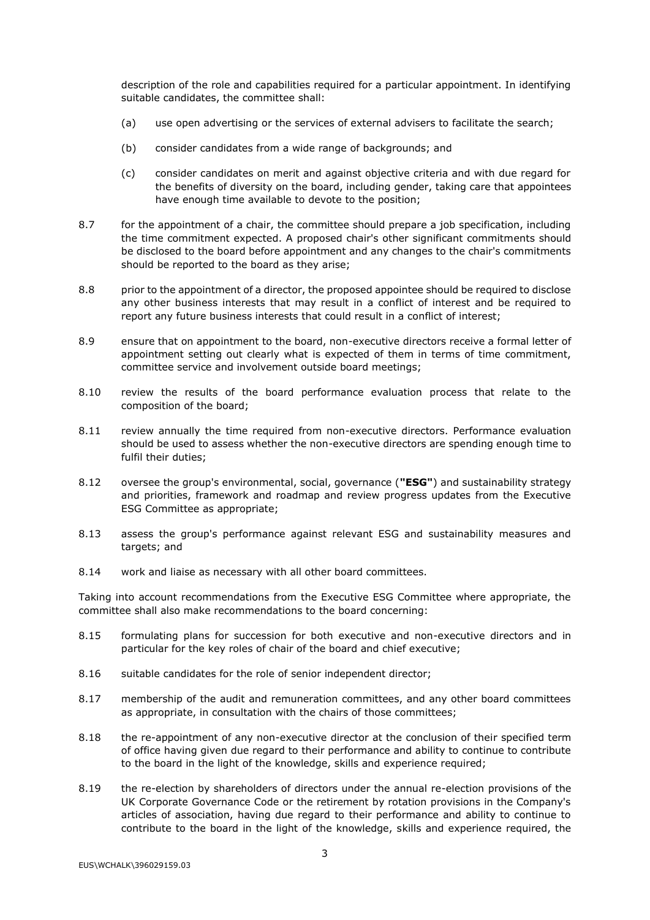description of the role and capabilities required for a particular appointment. In identifying suitable candidates, the committee shall:

(a) use open advertising or the services of external advisers to facilitate the search;

(b) consider candidates from a wide range of backgrounds; and

(c) consider candidates on merit and against objective criteria and with due regard for the benefits of diversity on the board, including gender, taking care that appointees have enough time available to devote to the position;

8.7 for the appointment of a chair, the committee should prepare a job specification, including the time commitment expected. A proposed chair's other significant commitments should be disclosed to the board before appointment and any changes to the chair's commitments should be reported to the board as they arise;

8.8 prior to the appointment of a director, the proposed appointee should be required to disclose any other business interests that may result in a conflict of interest and be required to report any future business interests that could result in a conflict of interest;

8.9 ensure that on appointment to the board, non-executive directors receive a formal letter of appointment setting out clearly what is expected of them in terms of time commitment, committee service and involvement outside board meetings;

8.10 review the results of the board performance evaluation process that relate to the composition of the board;

8.11 review annually the time required from non-executive directors. Performance evaluation should be used to assess whether the non-executive directors are spending enough time to fulfil their duties;

8.12 oversee the group's environmental, social, governance (**"ESG"**) and sustainability strategy and priorities, framework and roadmap and review progress updates from the Executive ESG Committee as appropriate;

8.13 assess the group's performance against relevant ESG and sustainability measures and targets; and

8.14 work and liaise as necessary with all other board committees.

Taking into account recommendations from the Executive ESG Committee where appropriate, the committee shall also make recommendations to the board concerning:

8.15 formulating plans for succession for both executive and non-executive directors and in particular for the key roles of chair of the board and chief executive;

8.16 suitable candidates for the role of senior independent director;

8.17 membership of the audit and remuneration committees, and any other board committees as appropriate, in consultation with the chairs of those committees;

8.18 the re-appointment of any non-executive director at the conclusion of their specified term of office having given due regard to their performance and ability to continue to contribute to the board in the light of the knowledge, skills and experience required;

8.19 the re-election by shareholders of directors under the annual re-election provisions of the UK Corporate Governance Code or the retirement by rotation provisions in the Company's articles of association, having due regard to their performance and ability to continue to contribute to the board in the light of the knowledge, skills and experience required, the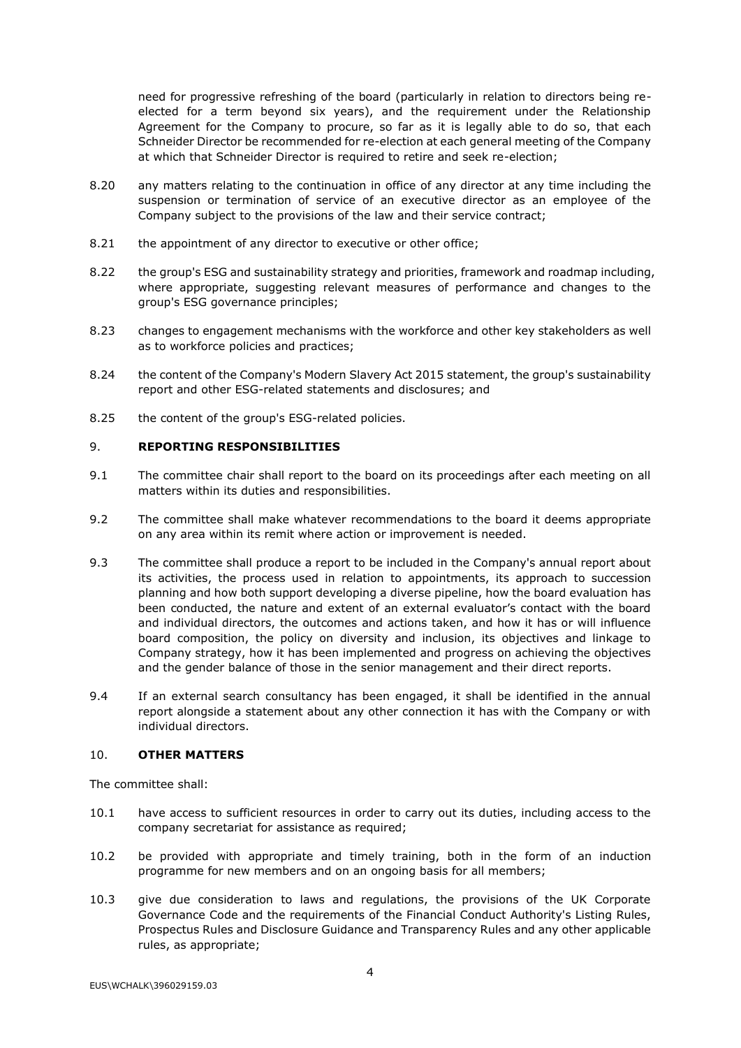need for progressive refreshing of the board (particularly in relation to directors being re-elected for a term beyond six years), and the requirement under the Relationship Agreement for the Company to procure, so far as it is legally able to do so, that each Schneider Director be recommended for re-election at each general meeting of the Company at which that Schneider Director is required to retire and seek re-election;

8.20 any matters relating to the continuation in office of any director at any time including the suspension or termination of service of an executive director as an employee of the Company subject to the provisions of the law and their service contract;

8.21 the appointment of any director to executive or other office;

8.22 the group's ESG and sustainability strategy and priorities, framework and roadmap including, where appropriate, suggesting relevant measures of performance and changes to the group's ESG governance principles;

8.23 changes to engagement mechanisms with the workforce and other key stakeholders as well as to workforce policies and practices;

8.24 the content of the Company's Modern Slavery Act 2015 statement, the group's sustainability report and other ESG-related statements and disclosures; and

8.25 the content of the group's ESG-related policies.

## 9. REPORTING RESPONSIBILITIES

9.1 The committee chair shall report to the board on its proceedings after each meeting on all matters within its duties and responsibilities.

9.2 The committee shall make whatever recommendations to the board it deems appropriate on any area within its remit where action or improvement is needed.

9.3 The committee shall produce a report to be included in the Company's annual report about its activities, the process used in relation to appointments, its approach to succession planning and how both support developing a diverse pipeline, how the board evaluation has been conducted, the nature and extent of an external evaluator's contact with the board and individual directors, the outcomes and actions taken, and how it has or will influence board composition, the policy on diversity and inclusion, its objectives and linkage to Company strategy, how it has been implemented and progress on achieving the objectives and the gender balance of those in the senior management and their direct reports.

9.4 If an external search consultancy has been engaged, it shall be identified in the annual report alongside a statement about any other connection it has with the Company or with individual directors.

## 10. OTHER MATTERS

The committee shall:

10.1 have access to sufficient resources in order to carry out its duties, including access to the company secretariat for assistance as required;

10.2 be provided with appropriate and timely training, both in the form of an induction programme for new members and on an ongoing basis for all members;

10.3 give due consideration to laws and regulations, the provisions of the UK Corporate Governance Code and the requirements of the Financial Conduct Authority's Listing Rules, Prospectus Rules and Disclosure Guidance and Transparency Rules and any other applicable rules, as appropriate;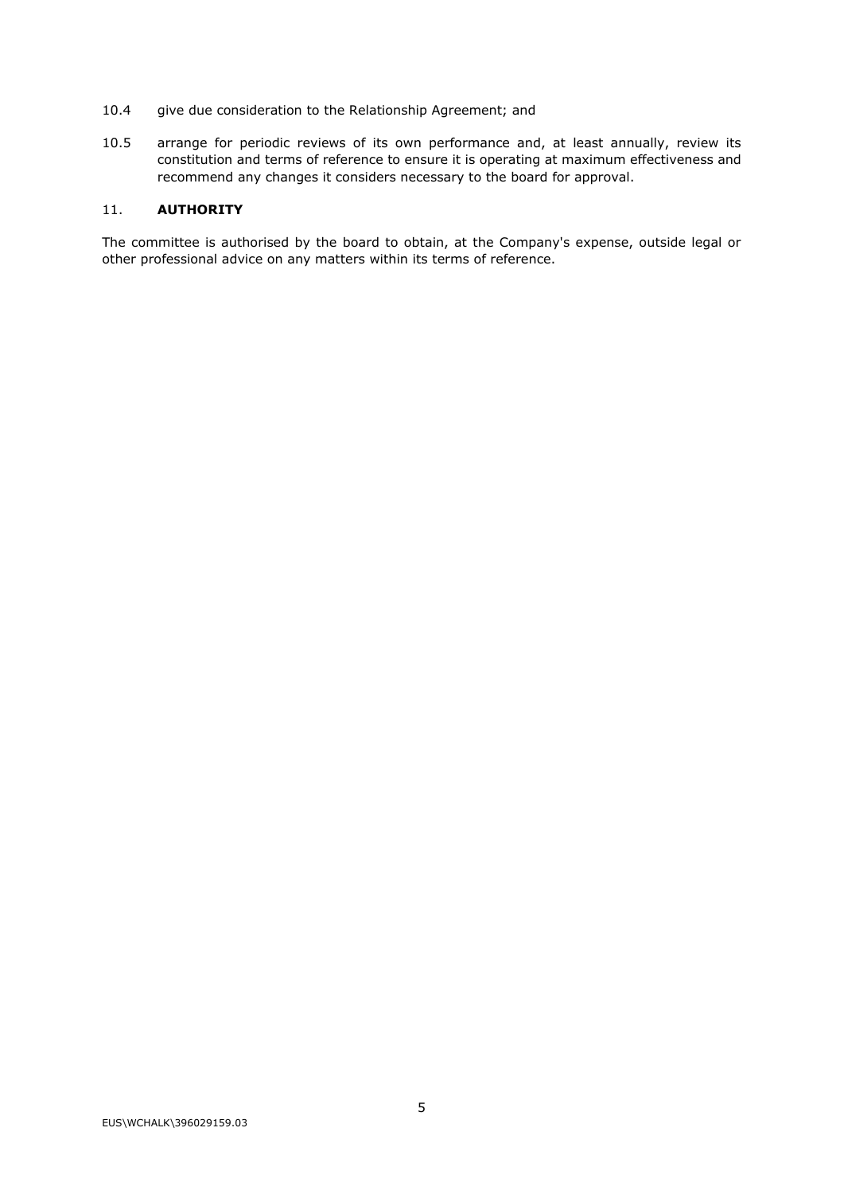10.4 give due consideration to the Relationship Agreement; and

10.5 arrange for periodic reviews of its own performance and, at least annually, review its constitution and terms of reference to ensure it is operating at maximum effectiveness and recommend any changes it considers necessary to the board for approval.

## 11. AUTHORITY

The committee is authorised by the board to obtain, at the Company's expense, outside legal or other professional advice on any matters within its terms of reference.

EUS\WCHALK\396029159.03